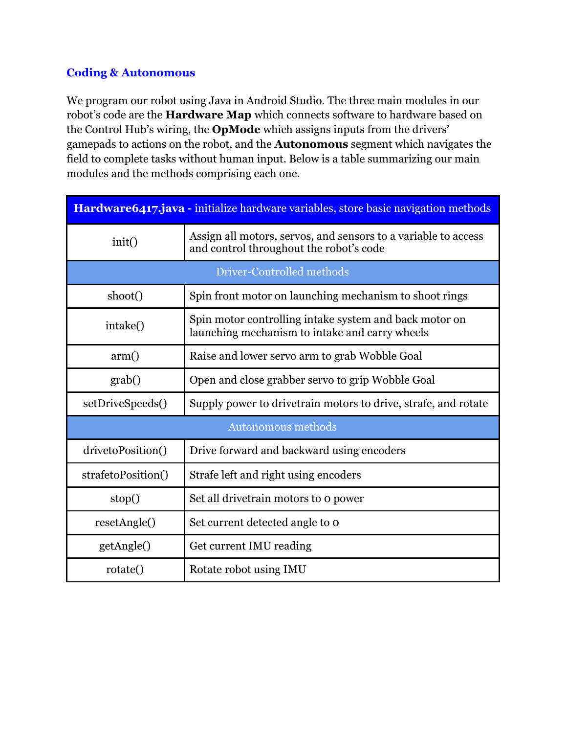## Coding & Autonomous

We program our robot using Java in Android Studio. The three main modules in our robot's code are the **Hardware Map** which connects software to hardware based on the Control Hub's wiring, the **OpMode** which assigns inputs from the drivers' gamepads to actions on the robot, and the **Autonomous** segment which navigates the field to complete tasks without human input. Below is a table summarizing our main modules and the methods comprising each one.

| **Hardware6417.java** - initialize hardware variables, store basic navigation methods | |
|---|---|
| init() | Assign all motors, servos, and sensors to a variable to access and control throughout the robot's code |
| Driver-Controlled methods | |
| shoot() | Spin front motor on launching mechanism to shoot rings |
| intake() | Spin motor controlling intake system and back motor on launching mechanism to intake and carry wheels |
| arm() | Raise and lower servo arm to grab Wobble Goal |
| grab() | Open and close grabber servo to grip Wobble Goal |
| setDriveSpeeds() | Supply power to drivetrain motors to drive, strafe, and rotate |
| Autonomous methods | |
| drivetoPosition() | Drive forward and backward using encoders |
| strafetoPosition() | Strafe left and right using encoders |
| stop() | Set all drivetrain motors to 0 power |
| resetAngle() | Set current detected angle to 0 |
| getAngle() | Get current IMU reading |
| rotate() | Rotate robot using IMU |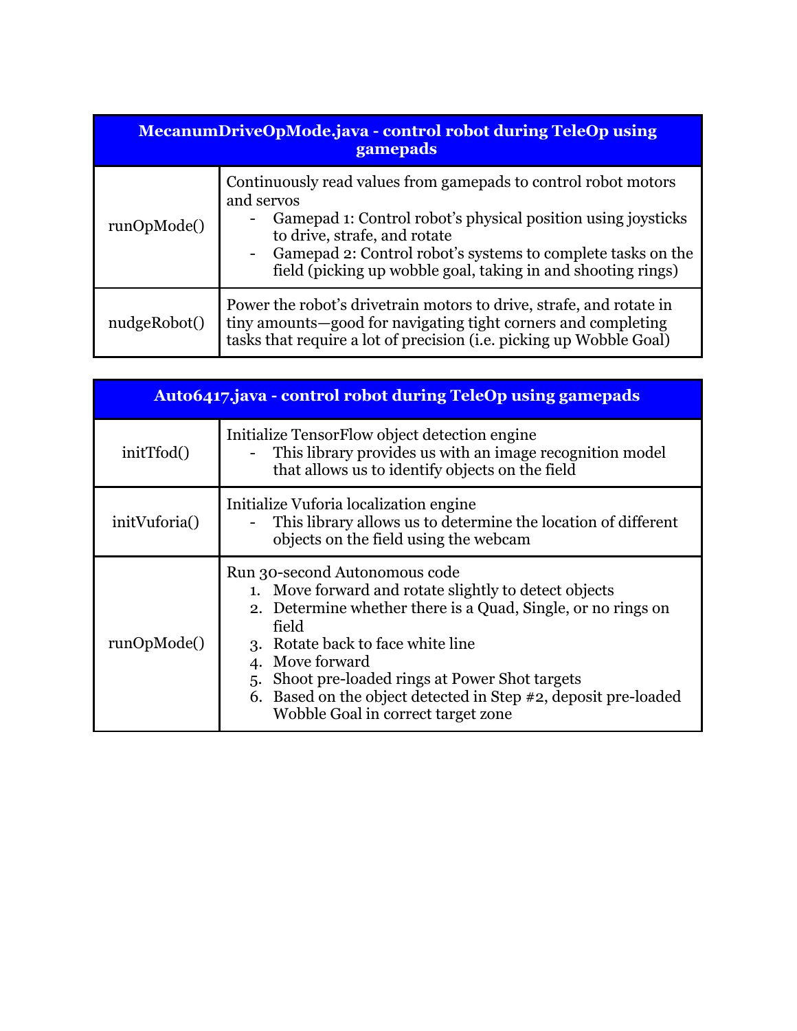| MecanumDriveOpMode.java - control robot during TeleOp using gamepads | |
|---|---|
| runOpMode() | Continuously read values from gamepads to control robot motors and servos<br>- Gamepad 1: Control robot's physical position using joysticks to drive, strafe, and rotate<br>- Gamepad 2: Control robot's systems to complete tasks on the field (picking up wobble goal, taking in and shooting rings) |
| nudgeRobot() | Power the robot's drivetrain motors to drive, strafe, and rotate in tiny amounts—good for navigating tight corners and completing tasks that require a lot of precision (i.e. picking up Wobble Goal) |

| Auto6417.java - control robot during TeleOp using gamepads | |
|---|---|
| initTfod() | Initialize TensorFlow object detection engine<br>- This library provides us with an image recognition model that allows us to identify objects on the field |
| initVuforia() | Initialize Vuforia localization engine<br>- This library allows us to determine the location of different objects on the field using the webcam |
| runOpMode() | Run 30-second Autonomous code<br>1. Move forward and rotate slightly to detect objects<br>2. Determine whether there is a Quad, Single, or no rings on field<br>3. Rotate back to face white line<br>4. Move forward<br>5. Shoot pre-loaded rings at Power Shot targets<br>6. Based on the object detected in Step #2, deposit pre-loaded Wobble Goal in correct target zone |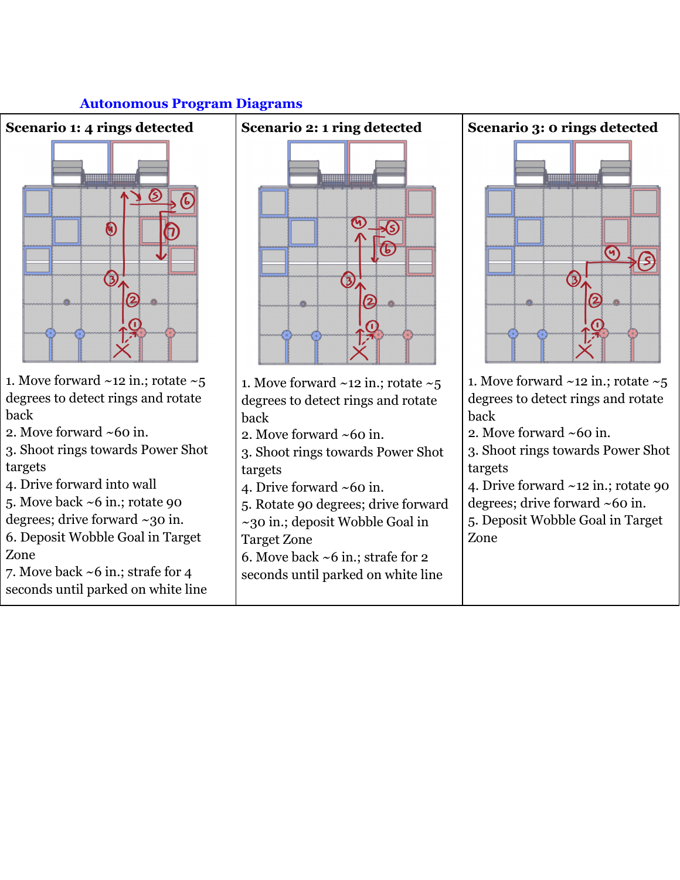## Autonomous Program Diagrams

| Scenario 1: 4 rings detected | Scenario 2: 1 ring detected | Scenario 3: 0 rings detected |
| --- | --- | --- |
| 1. Move forward ~12 in.; rotate ~5 degrees to detect rings and rotate back<br>2. Move forward ~60 in.<br>3. Shoot rings towards Power Shot targets<br>4. Drive forward into wall<br>5. Move back ~6 in.; rotate 90 degrees; drive forward ~30 in.<br>6. Deposit Wobble Goal in Target Zone<br>7. Move back ~6 in.; strafe for 4 seconds until parked on white line | 1. Move forward ~12 in.; rotate ~5 degrees to detect rings and rotate back<br>2. Move forward ~60 in.<br>3. Shoot rings towards Power Shot targets<br>4. Drive forward ~60 in.<br>5. Rotate 90 degrees; drive forward ~30 in.; deposit Wobble Goal in Target Zone<br>6. Move back ~6 in.; strafe for 2 seconds until parked on white line | 1. Move forward ~12 in.; rotate ~5 degrees to detect rings and rotate back<br>2. Move forward ~60 in.<br>3. Shoot rings towards Power Shot targets<br>4. Drive forward ~12 in.; rotate 90 degrees; drive forward ~60 in.<br>5. Deposit Wobble Goal in Target Zone |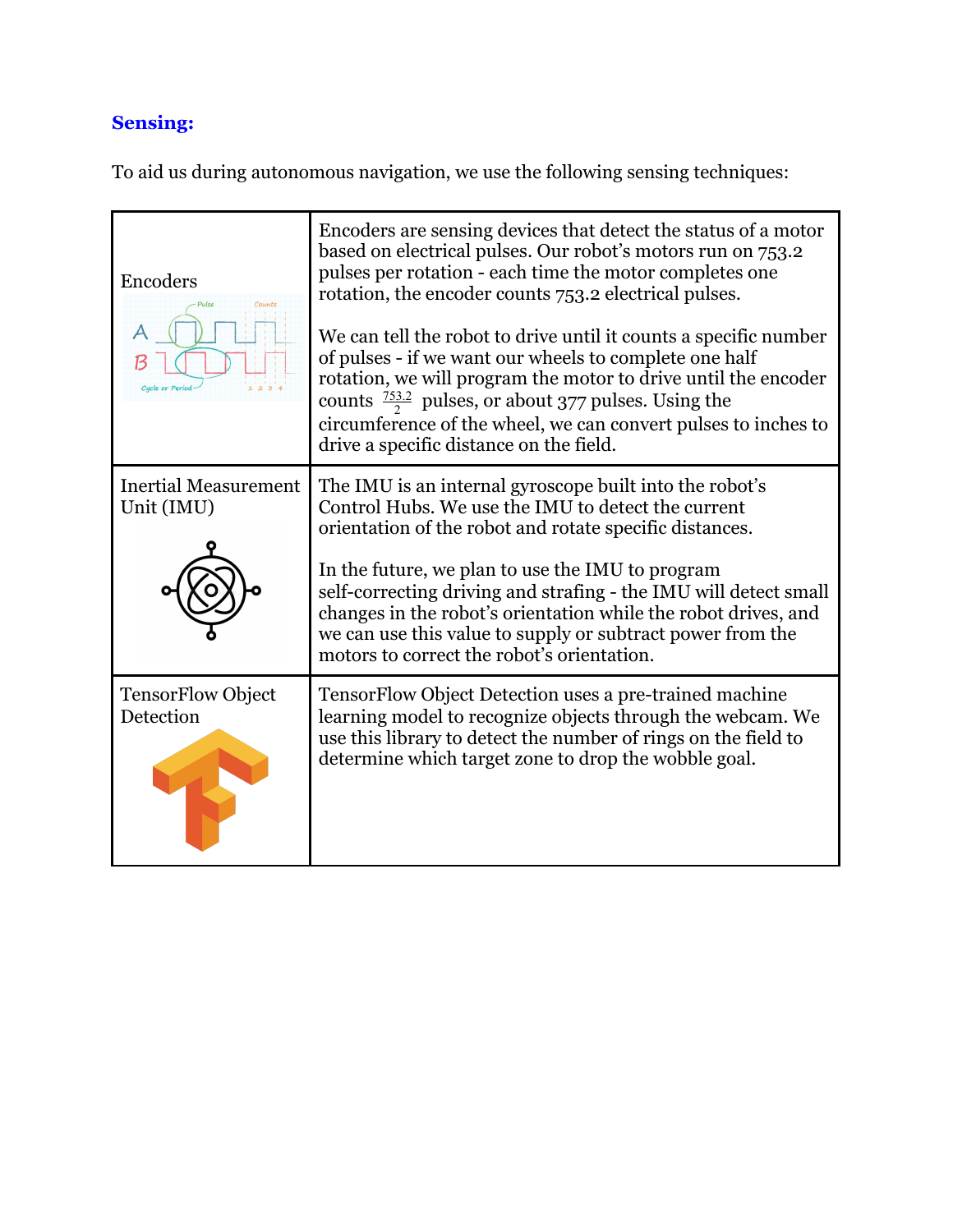## Sensing:

To aid us during autonomous navigation, we use the following sensing techniques:

| | |
|---|---|
| Encoders | Encoders are sensing devices that detect the status of a motor based on electrical pulses. Our robot's motors run on 753.2 pulses per rotation - each time the motor completes one rotation, the encoder counts 753.2 electrical pulses.<br><br>We can tell the robot to drive until it counts a specific number of pulses - if we want our wheels to complete one half rotation, we will program the motor to drive until the encoder counts $\frac{753.2}{2}$ pulses, or about 377 pulses. Using the circumference of the wheel, we can convert pulses to inches to drive a specific distance on the field. |
| Inertial Measurement Unit (IMU) | The IMU is an internal gyroscope built into the robot's Control Hubs. We use the IMU to detect the current orientation of the robot and rotate specific distances.<br><br>In the future, we plan to use the IMU to program self-correcting driving and strafing - the IMU will detect small changes in the robot's orientation while the robot drives, and we can use this value to supply or subtract power from the motors to correct the robot's orientation. |
| TensorFlow Object Detection | TensorFlow Object Detection uses a pre-trained machine learning model to recognize objects through the webcam. We use this library to detect the number of rings on the field to determine which target zone to drop the wobble goal. |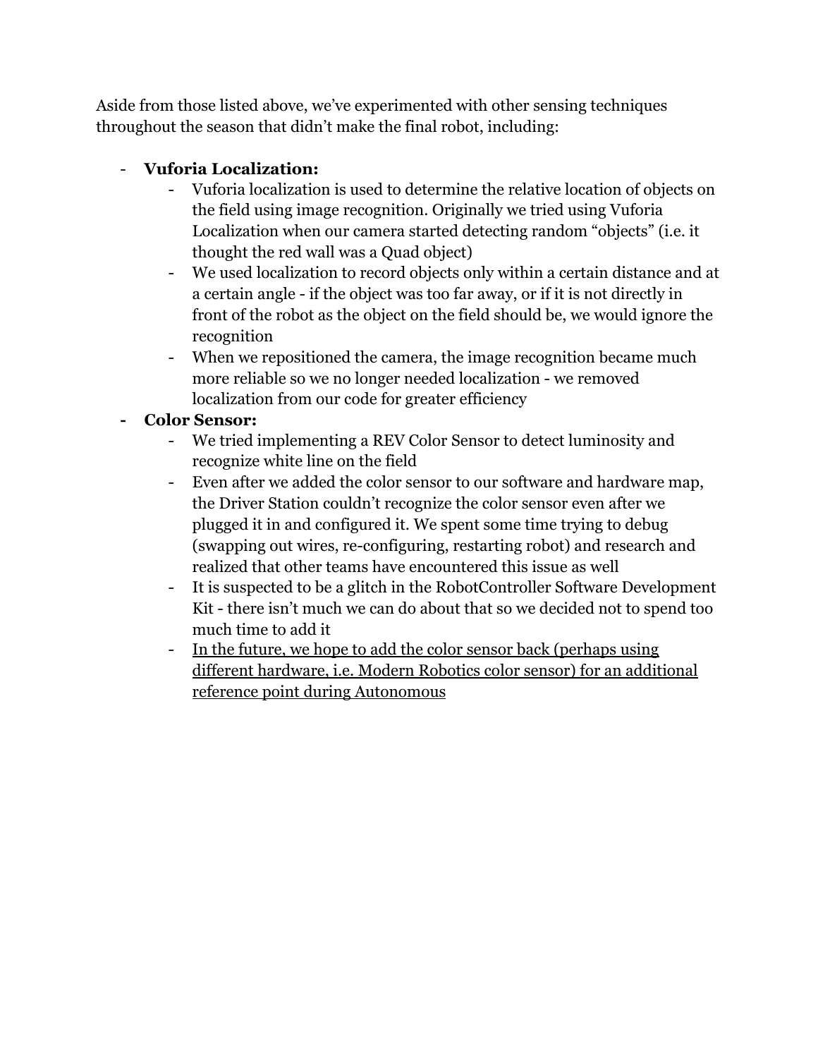Aside from those listed above, we've experimented with other sensing techniques throughout the season that didn't make the final robot, including:

- **Vuforia Localization:**
    - Vuforia localization is used to determine the relative location of objects on the field using image recognition. Originally we tried using Vuforia Localization when our camera started detecting random "objects" (i.e. it thought the red wall was a Quad object)
    - We used localization to record objects only within a certain distance and at a certain angle - if the object was too far away, or if it is not directly in front of the robot as the object on the field should be, we would ignore the recognition
    - When we repositioned the camera, the image recognition became much more reliable so we no longer needed localization - we removed localization from our code for greater efficiency
- **Color Sensor:**
    - We tried implementing a REV Color Sensor to detect luminosity and recognize white line on the field
    - Even after we added the color sensor to our software and hardware map, the Driver Station couldn't recognize the color sensor even after we plugged it in and configured it. We spent some time trying to debug (swapping out wires, re-configuring, restarting robot) and research and realized that other teams have encountered this issue as well
    - It is suspected to be a glitch in the RobotController Software Development Kit - there isn't much we can do about that so we decided not to spend too much time to add it
    - <u>In the future, we hope to add the color sensor back (perhaps using different hardware, i.e. Modern Robotics color sensor) for an additional reference point during Autonomous</u>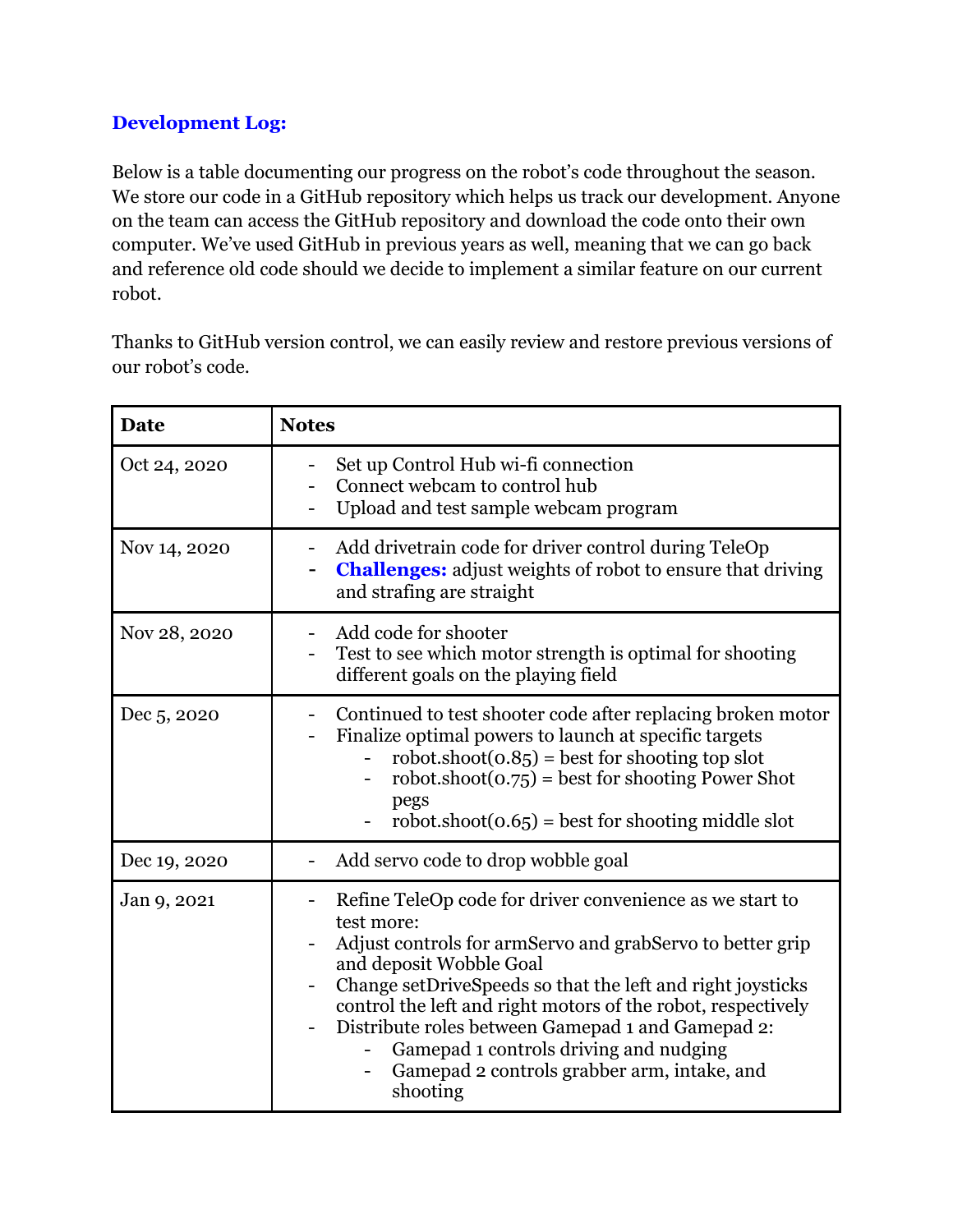### Development Log:

Below is a table documenting our progress on the robot's code throughout the season. We store our code in a GitHub repository which helps us track our development. Anyone on the team can access the GitHub repository and download the code onto their own computer. We've used GitHub in previous years as well, meaning that we can go back and reference old code should we decide to implement a similar feature on our current robot.

Thanks to GitHub version control, we can easily review and restore previous versions of our robot's code.

| Date | Notes |
|---|---|
| Oct 24, 2020 | - Set up Control Hub wi-fi connection<br>- Connect webcam to control hub<br>- Upload and test sample webcam program |
| Nov 14, 2020 | - Add drivetrain code for driver control during TeleOp<br>- **Challenges:** adjust weights of robot to ensure that driving and strafing are straight |
| Nov 28, 2020 | - Add code for shooter<br>- Test to see which motor strength is optimal for shooting different goals on the playing field |
| Dec 5, 2020 | - Continued to test shooter code after replacing broken motor<br>- Finalize optimal powers to launch at specific targets<br>&nbsp;&nbsp;&nbsp;&nbsp;- robot.shoot(0.85) = best for shooting top slot<br>&nbsp;&nbsp;&nbsp;&nbsp;- robot.shoot(0.75) = best for shooting Power Shot pegs<br>&nbsp;&nbsp;&nbsp;&nbsp;- robot.shoot(0.65) = best for shooting middle slot |
| Dec 19, 2020 | - Add servo code to drop wobble goal |
| Jan 9, 2021 | - Refine TeleOp code for driver convenience as we start to test more:<br>- Adjust controls for armServo and grabServo to better grip and deposit Wobble Goal<br>- Change setDriveSpeeds so that the left and right joysticks control the left and right motors of the robot, respectively<br>- Distribute roles between Gamepad 1 and Gamepad 2:<br>&nbsp;&nbsp;&nbsp;&nbsp;- Gamepad 1 controls driving and nudging<br>&nbsp;&nbsp;&nbsp;&nbsp;- Gamepad 2 controls grabber arm, intake, and shooting |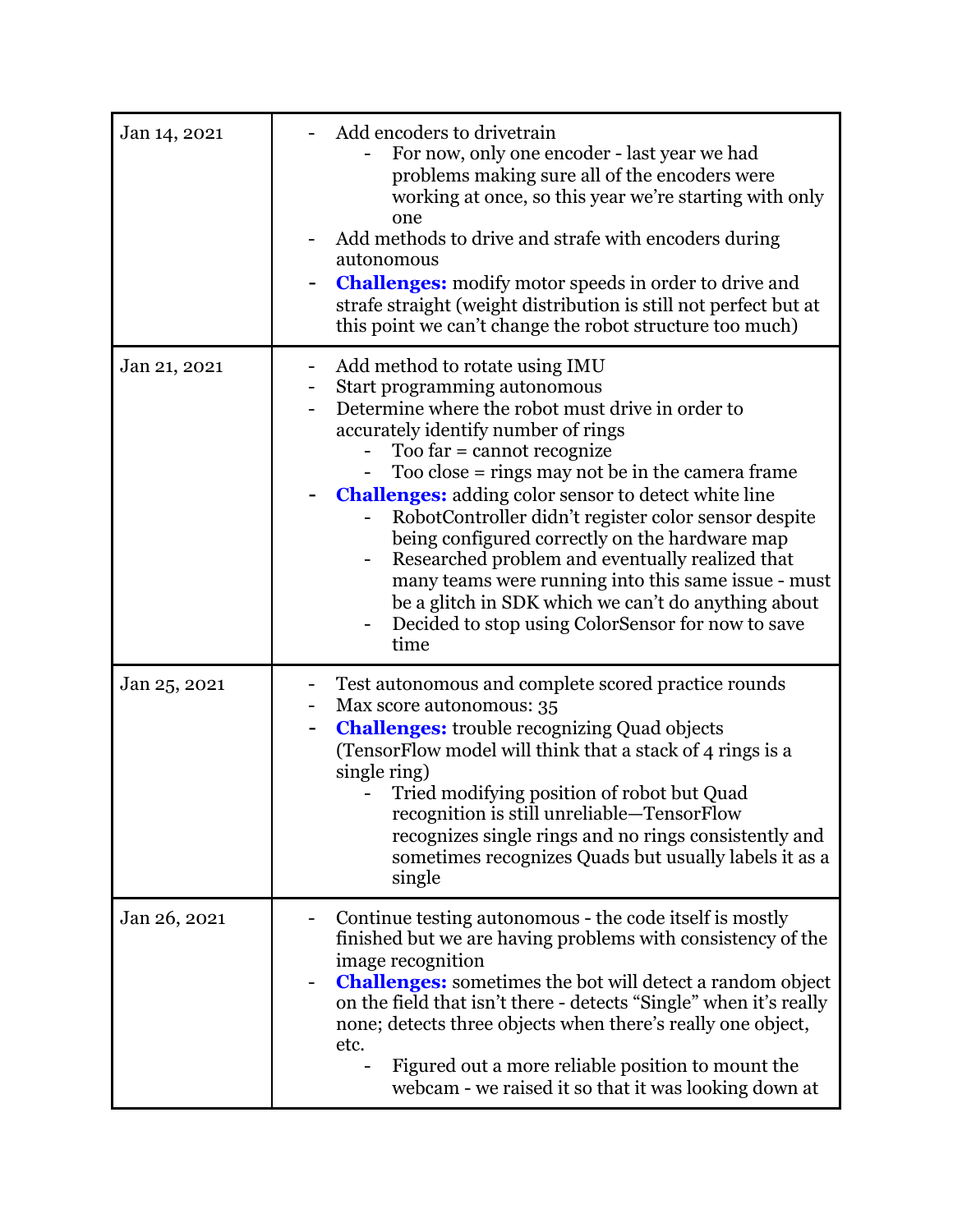| | |
|---|---|
| Jan 14, 2021 | - Add encoders to drivetrain<br>&nbsp;&nbsp;&nbsp;&nbsp;- For now, only one encoder - last year we had problems making sure all of the encoders were working at once, so this year we're starting with only one<br>- Add methods to drive and strafe with encoders during autonomous<br>- **Challenges:** modify motor speeds in order to drive and strafe straight (weight distribution is still not perfect but at this point we can't change the robot structure too much) |
| Jan 21, 2021 | - Add method to rotate using IMU<br>- Start programming autonomous<br>- Determine where the robot must drive in order to accurately identify number of rings<br>&nbsp;&nbsp;&nbsp;&nbsp;- Too far = cannot recognize<br>&nbsp;&nbsp;&nbsp;&nbsp;- Too close = rings may not be in the camera frame<br>- **Challenges:** adding color sensor to detect white line<br>&nbsp;&nbsp;&nbsp;&nbsp;- RobotController didn't register color sensor despite being configured correctly on the hardware map<br>&nbsp;&nbsp;&nbsp;&nbsp;- Researched problem and eventually realized that many teams were running into this same issue - must be a glitch in SDK which we can't do anything about<br>&nbsp;&nbsp;&nbsp;&nbsp;- Decided to stop using ColorSensor for now to save time |
| Jan 25, 2021 | - Test autonomous and complete scored practice rounds<br>- Max score autonomous: 35<br>- **Challenges:** trouble recognizing Quad objects (TensorFlow model will think that a stack of 4 rings is a single ring)<br>&nbsp;&nbsp;&nbsp;&nbsp;- Tried modifying position of robot but Quad recognition is still unreliable—TensorFlow recognizes single rings and no rings consistently and sometimes recognizes Quads but usually labels it as a single |
| Jan 26, 2021 | - Continue testing autonomous - the code itself is mostly finished but we are having problems with consistency of the image recognition<br>- **Challenges:** sometimes the bot will detect a random object on the field that isn't there - detects "Single" when it's really none; detects three objects when there's really one object, etc.<br>&nbsp;&nbsp;&nbsp;&nbsp;- Figured out a more reliable position to mount the webcam - we raised it so that it was looking down at |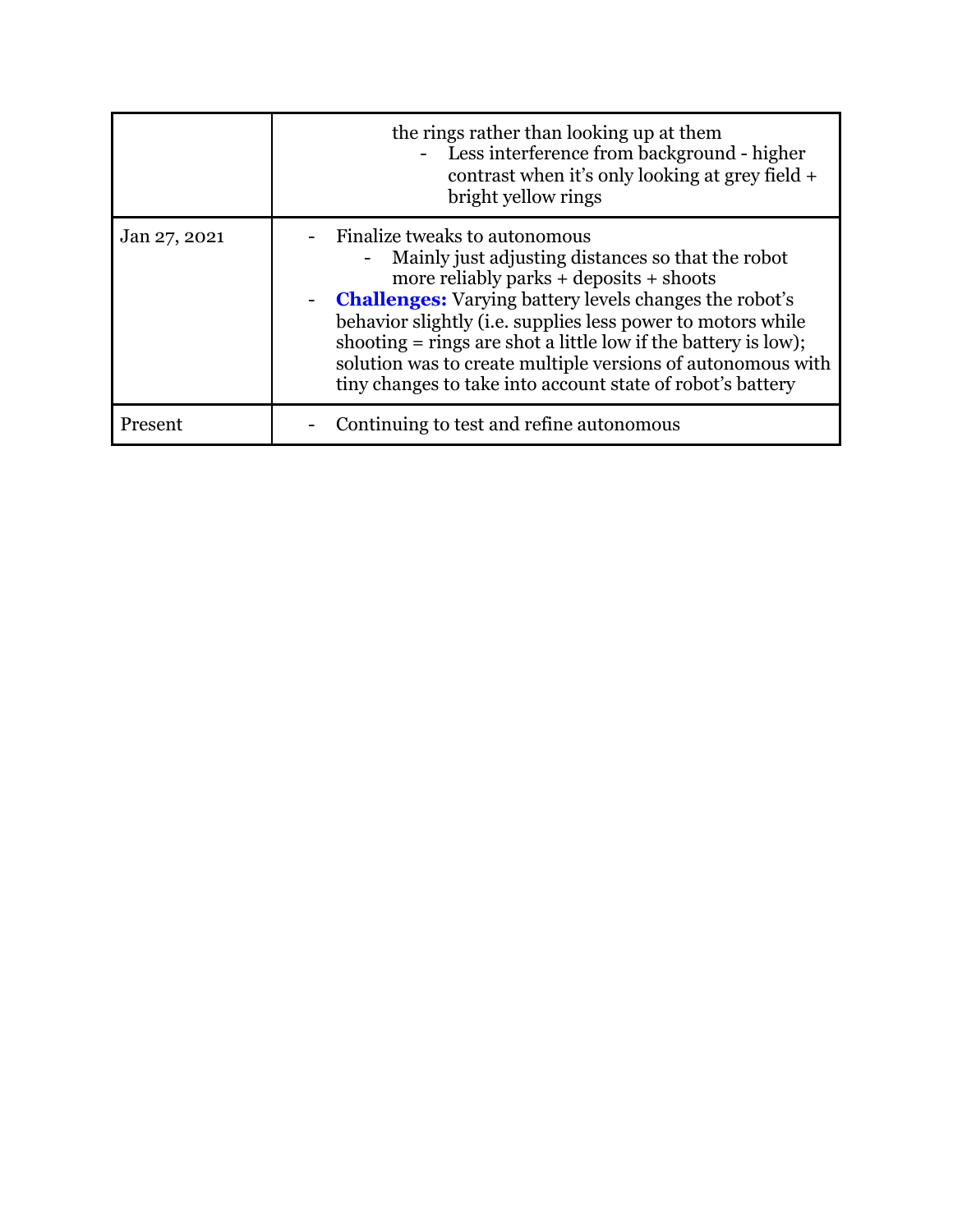| | |
|---|---|
| | the rings rather than looking up at them<br>- Less interference from background - higher contrast when it's only looking at grey field + bright yellow rings |
| Jan 27, 2021 | - Finalize tweaks to autonomous<br>&nbsp;&nbsp;&nbsp;&nbsp;- Mainly just adjusting distances so that the robot more reliably parks + deposits + shoots<br>- **Challenges:** Varying battery levels changes the robot's behavior slightly (i.e. supplies less power to motors while shooting = rings are shot a little low if the battery is low); solution was to create multiple versions of autonomous with tiny changes to take into account state of robot's battery |
| Present | - Continuing to test and refine autonomous |